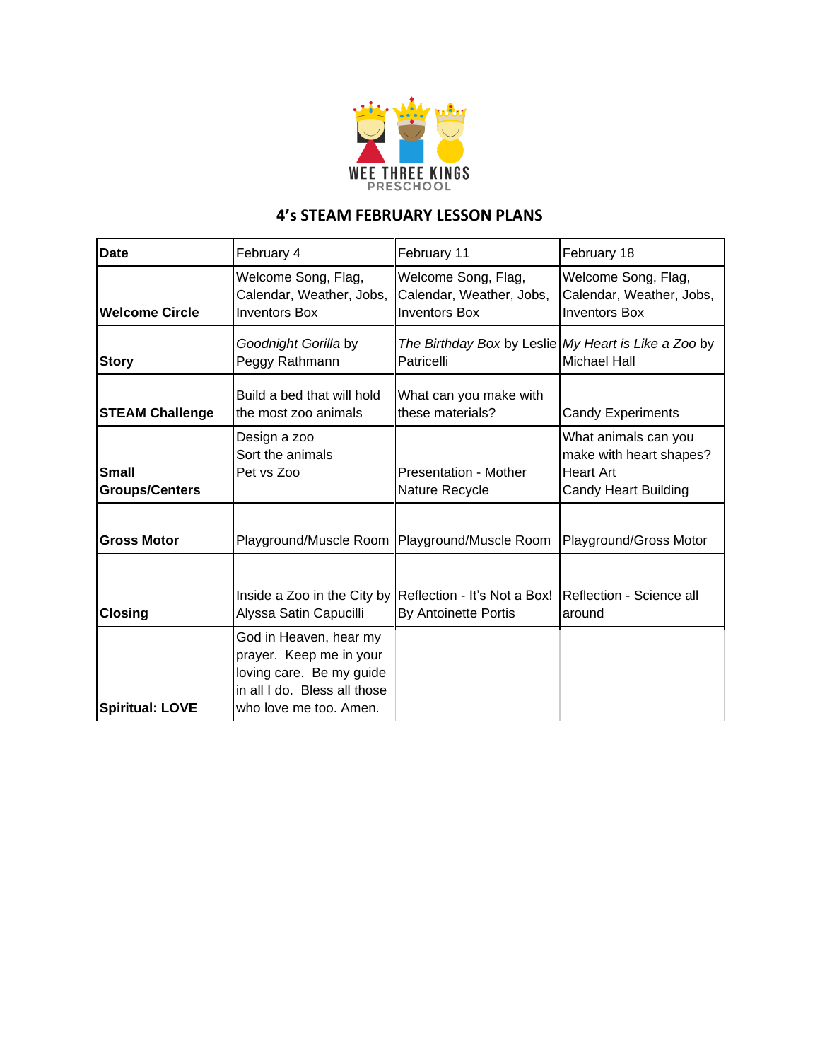WEE THREE KINGS
PRESCHOOL

## 4's STEAM FEBRUARY LESSON PLANS

| **Date** | February 4 | February 11 | February 18 |
|---|---|---|---|
| **Welcome Circle** | Welcome Song, Flag, Calendar, Weather, Jobs, Inventors Box | Welcome Song, Flag, Calendar, Weather, Jobs, Inventors Box | Welcome Song, Flag, Calendar, Weather, Jobs, Inventors Box |
| **Story** | *Goodnight Gorilla* by Peggy Rathmann | *The Birthday Box* by Leslie Patricelli | *My Heart is Like a Zoo* by Michael Hall |
| **STEAM Challenge** | Build a bed that will hold the most zoo animals | What can you make with these materials? | Candy Experiments |
| **Small Groups/Centers** | Design a zoo<br>Sort the animals<br>Pet vs Zoo | Presentation - Mother Nature Recycle | What animals can you make with heart shapes?<br>Heart Art<br>Candy Heart Building |
| **Gross Motor** | Playground/Muscle Room | Playground/Muscle Room | Playground/Gross Motor |
| **Closing** | Inside a Zoo in the City by Alyssa Satin Capucilli | Reflection - It's Not a Box! By Antoinette Portis | Reflection - Science all around |
| **Spiritual: LOVE** | God in Heaven, hear my prayer. Keep me in your loving care. Be my guide in all I do. Bless all those who love me too. Amen. | | |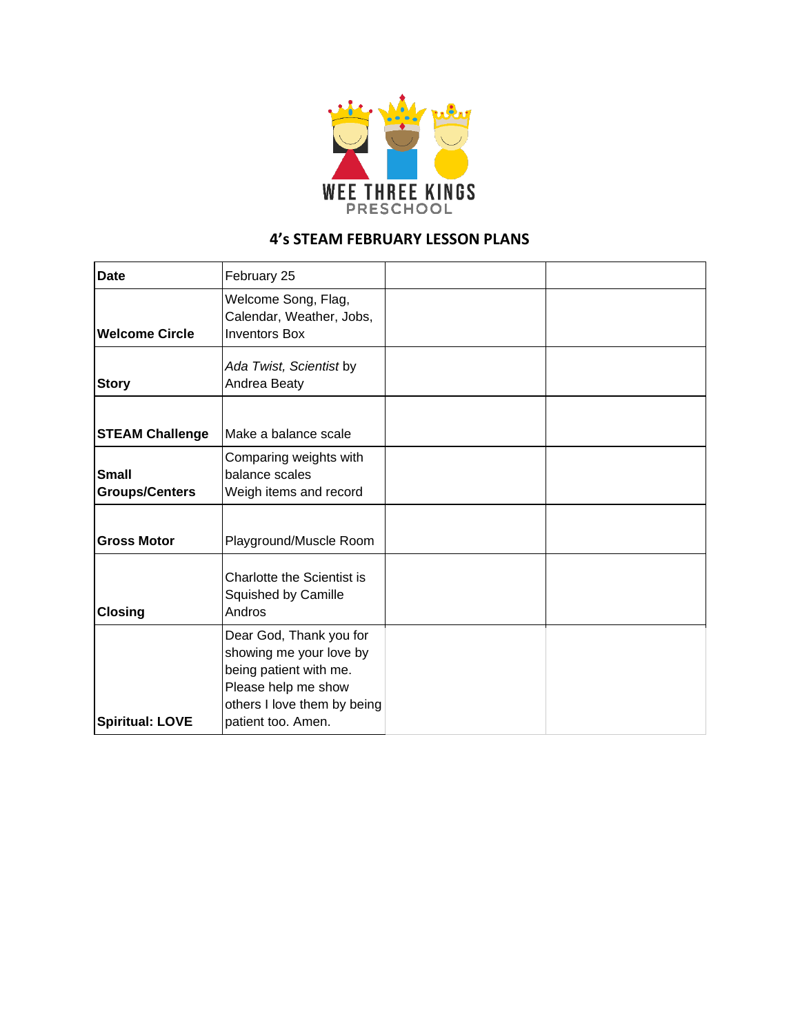WEE THREE KINGS
PRESCHOOL

## 4's STEAM FEBRUARY LESSON PLANS

| | | | |
|---|---|---|---|
| **Date** | February 25 | | |
| **Welcome Circle** | Welcome Song, Flag, Calendar, Weather, Jobs, Inventors Box | | |
| **Story** | *Ada Twist, Scientist* by Andrea Beaty | | |
| **STEAM Challenge** | Make a balance scale | | |
| **Small Groups/Centers** | Comparing weights with balance scales<br>Weigh items and record | | |
| **Gross Motor** | Playground/Muscle Room | | |
| **Closing** | Charlotte the Scientist is Squished by Camille Andros | | |
| **Spiritual: LOVE** | Dear God, Thank you for showing me your love by being patient with me. Please help me show others I love them by being patient too. Amen. | | |